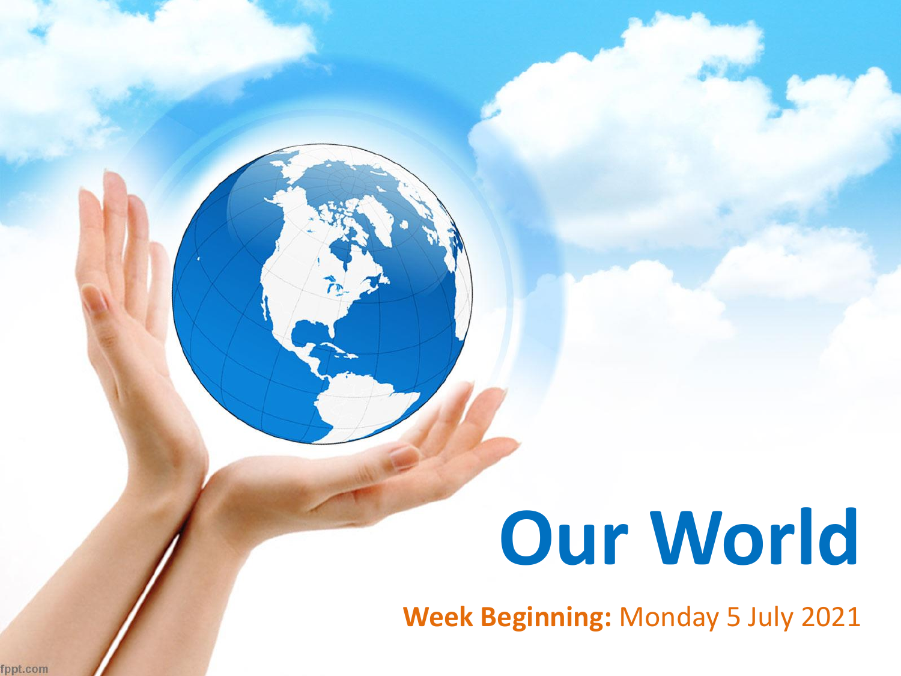# Our World

**Week Beginning:** Monday 5 July 2021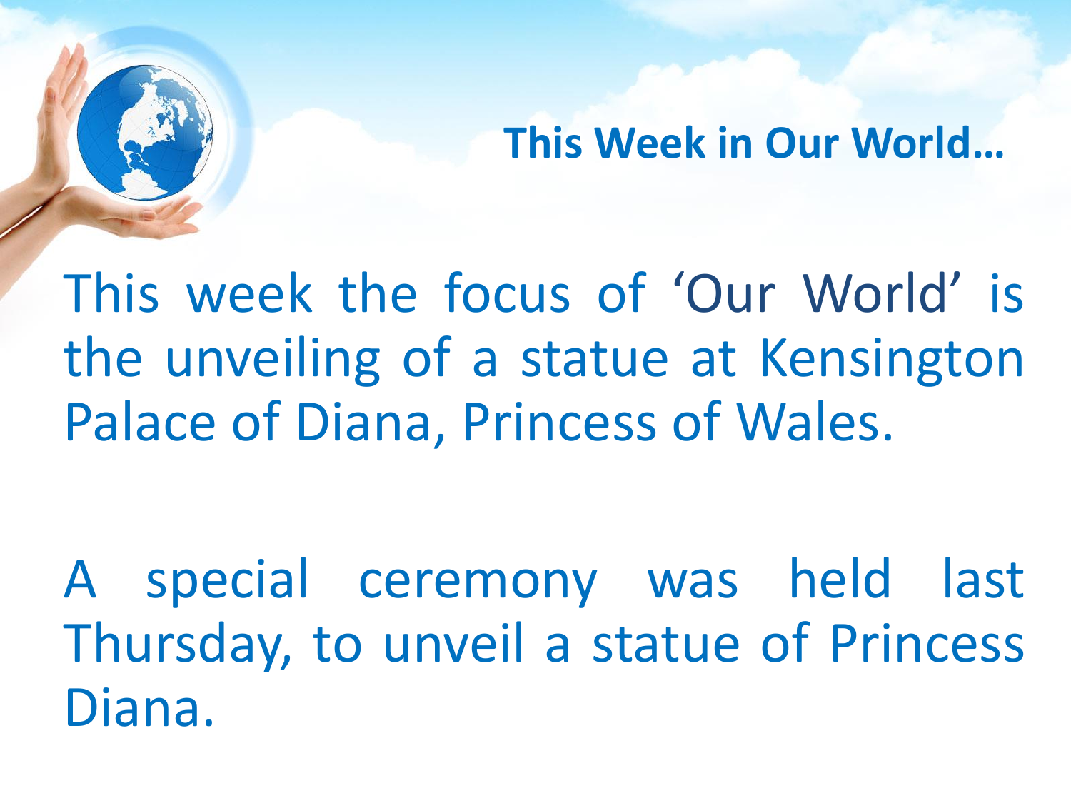## This Week in Our World…

This week the focus of 'Our World' is the unveiling of a statue at Kensington Palace of Diana, Princess of Wales.

A special ceremony was held last Thursday, to unveil a statue of Princess Diana.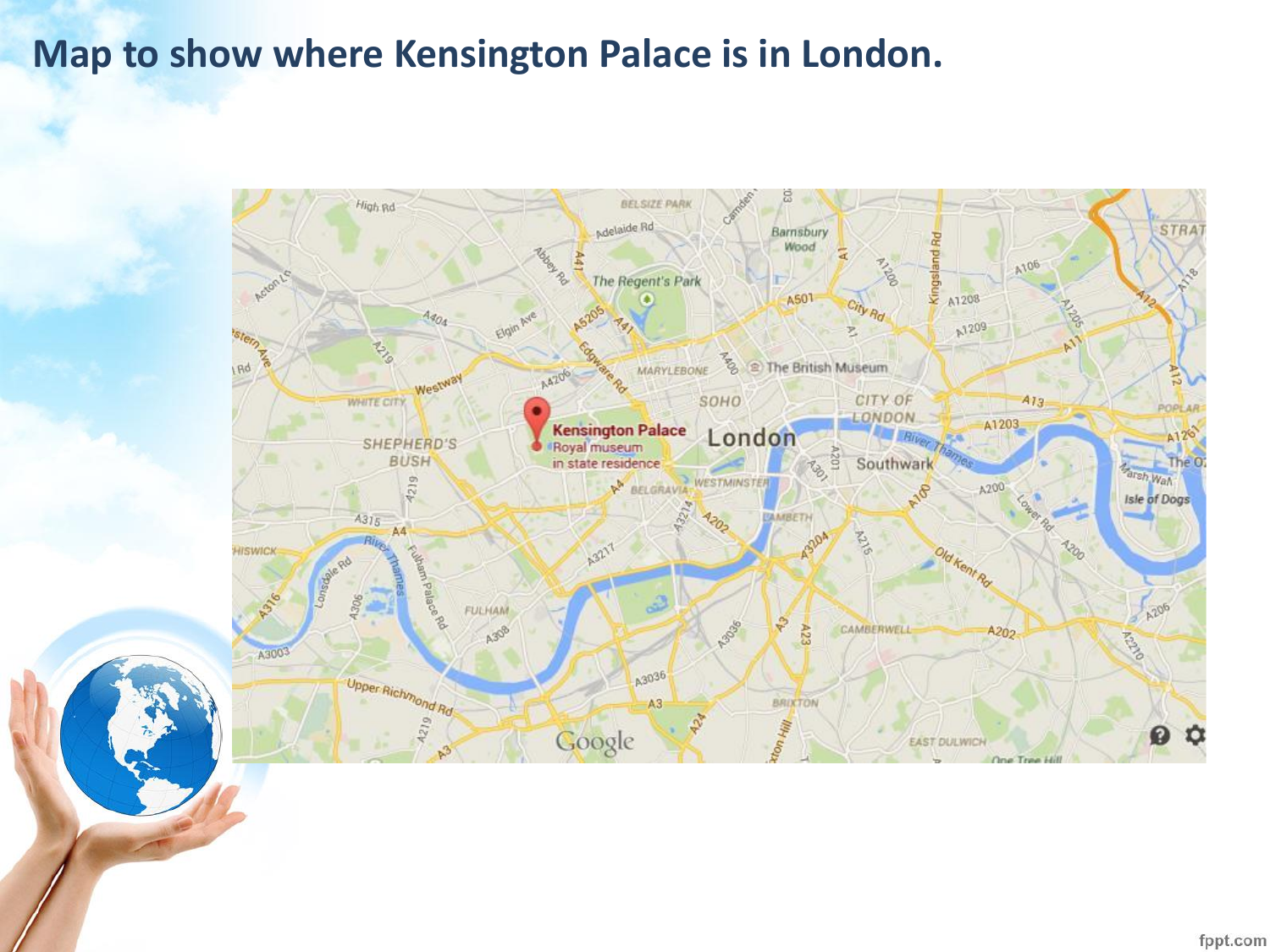# Map to show where Kensington Palace is in London.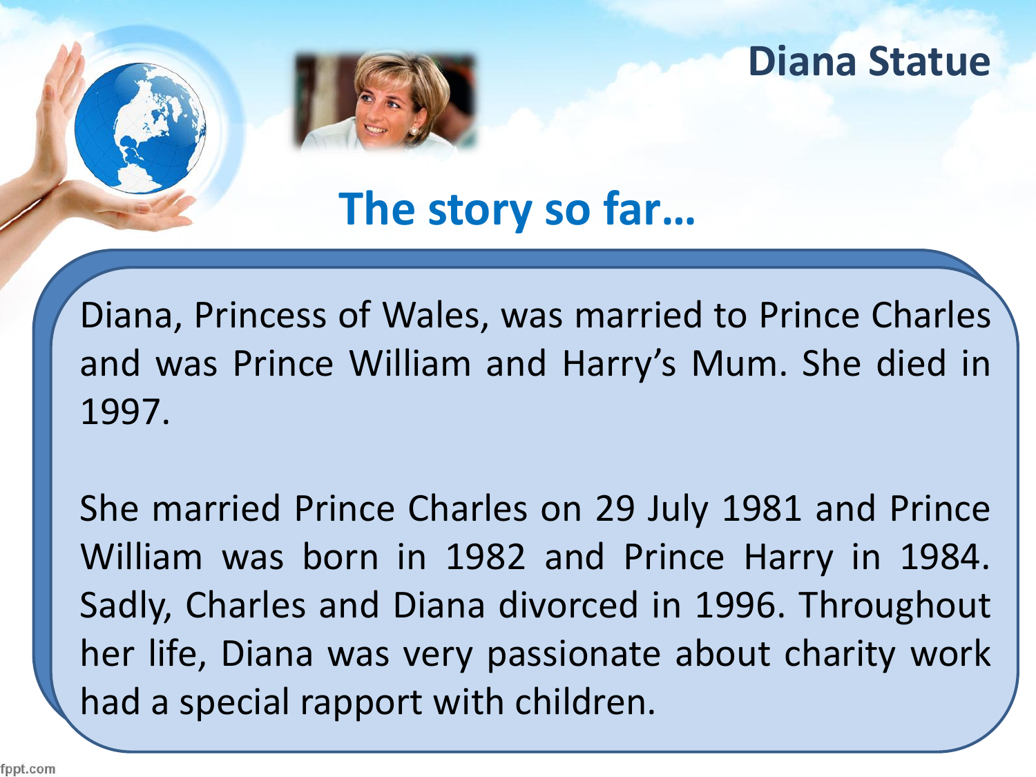# Diana Statue

## The story so far…

Diana, Princess of Wales, was married to Prince Charles and was Prince William and Harry's Mum. She died in 1997.

She married Prince Charles on 29 July 1981 and Prince William was born in 1982 and Prince Harry in 1984. Sadly, Charles and Diana divorced in 1996. Throughout her life, Diana was very passionate about charity work had a special rapport with children.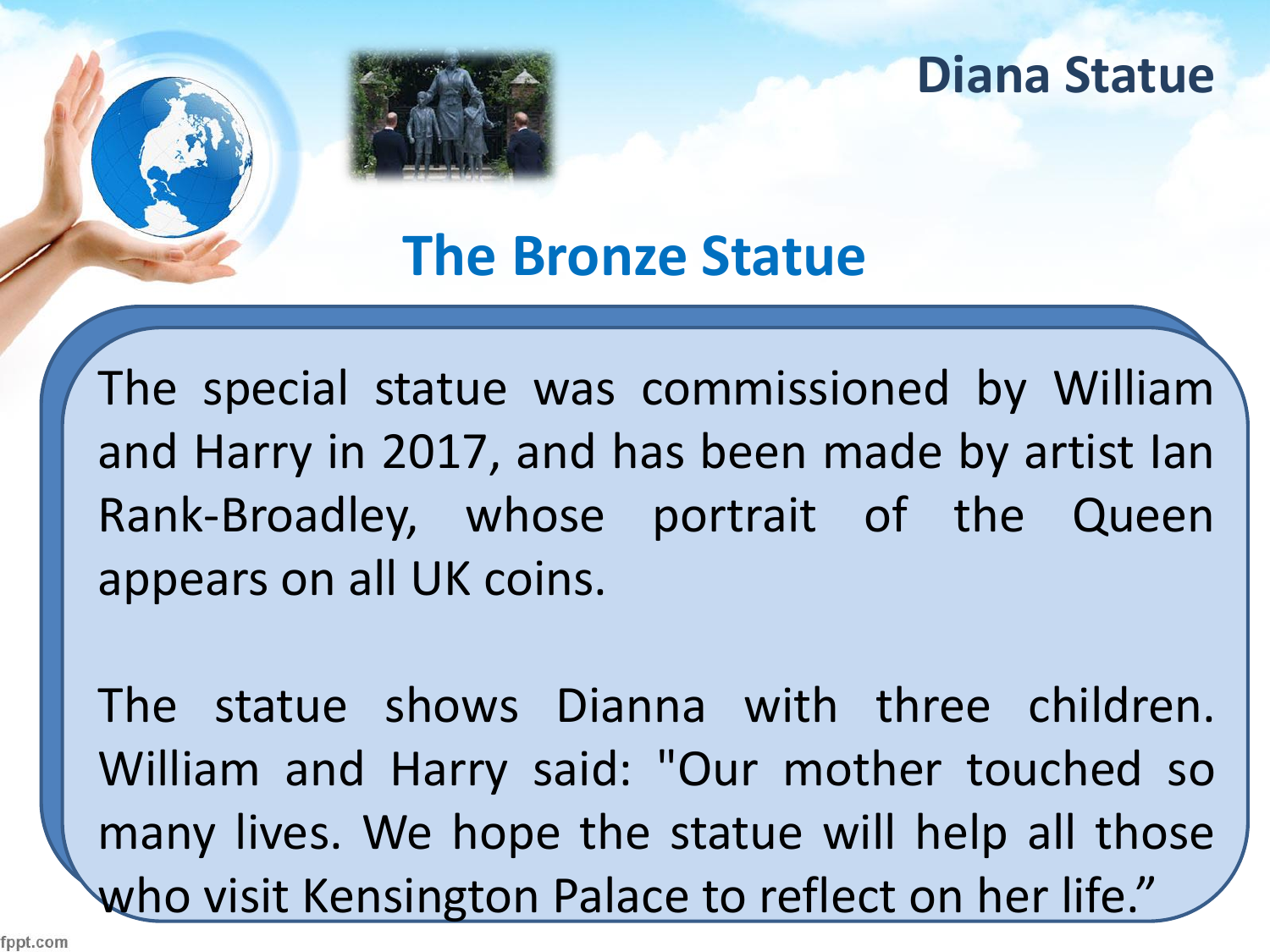# Diana Statue

## The Bronze Statue

The special statue was commissioned by William and Harry in 2017, and has been made by artist Ian Rank-Broadley, whose portrait of the Queen appears on all UK coins.

The statue shows Dianna with three children. William and Harry said: "Our mother touched so many lives. We hope the statue will help all those who visit Kensington Palace to reflect on her life."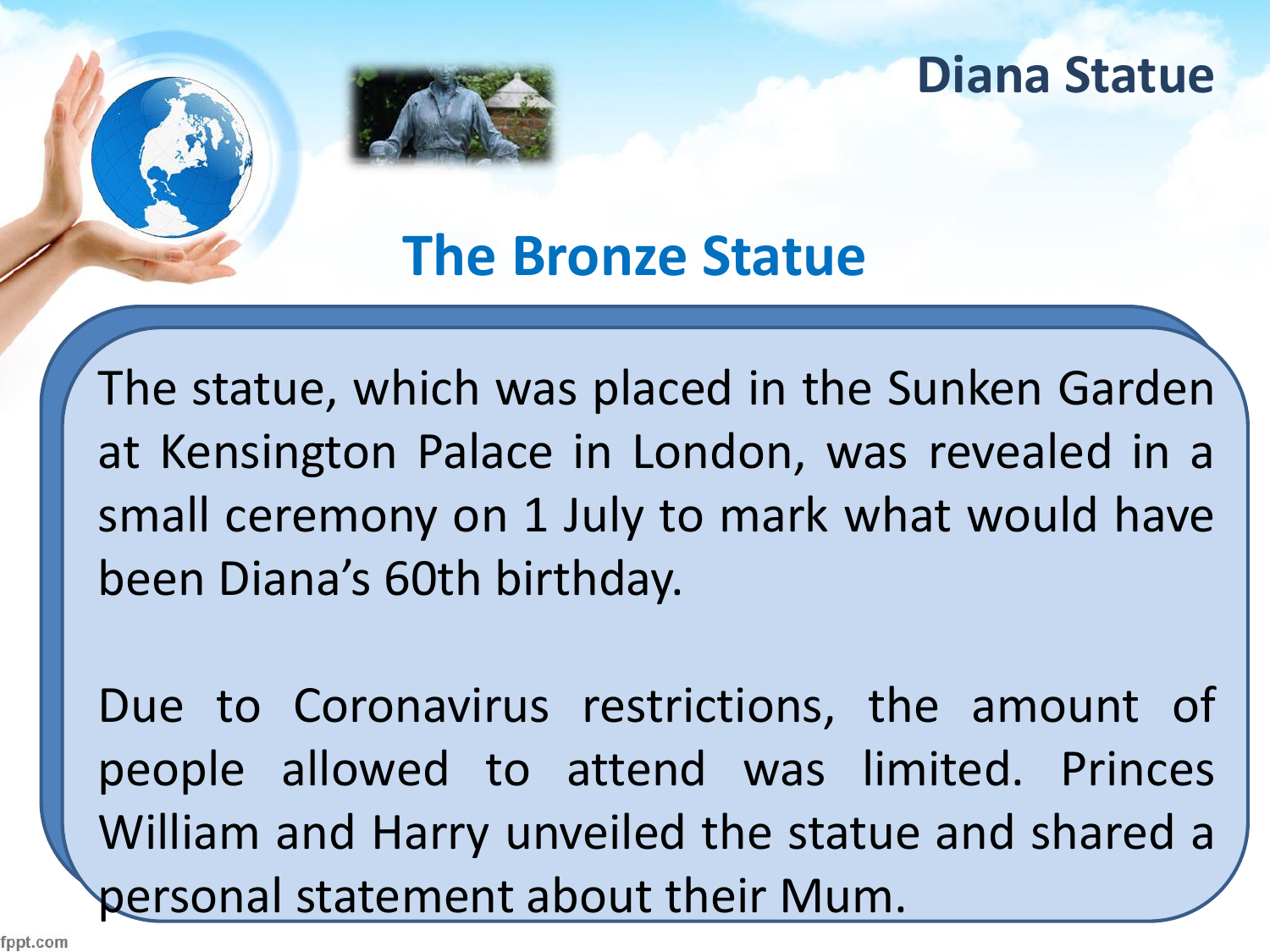# Diana Statue

## The Bronze Statue

The statue, which was placed in the Sunken Garden at Kensington Palace in London, was revealed in a small ceremony on 1 July to mark what would have been Diana's 60th birthday.

Due to Coronavirus restrictions, the amount of people allowed to attend was limited. Princes William and Harry unveiled the statue and shared a personal statement about their Mum.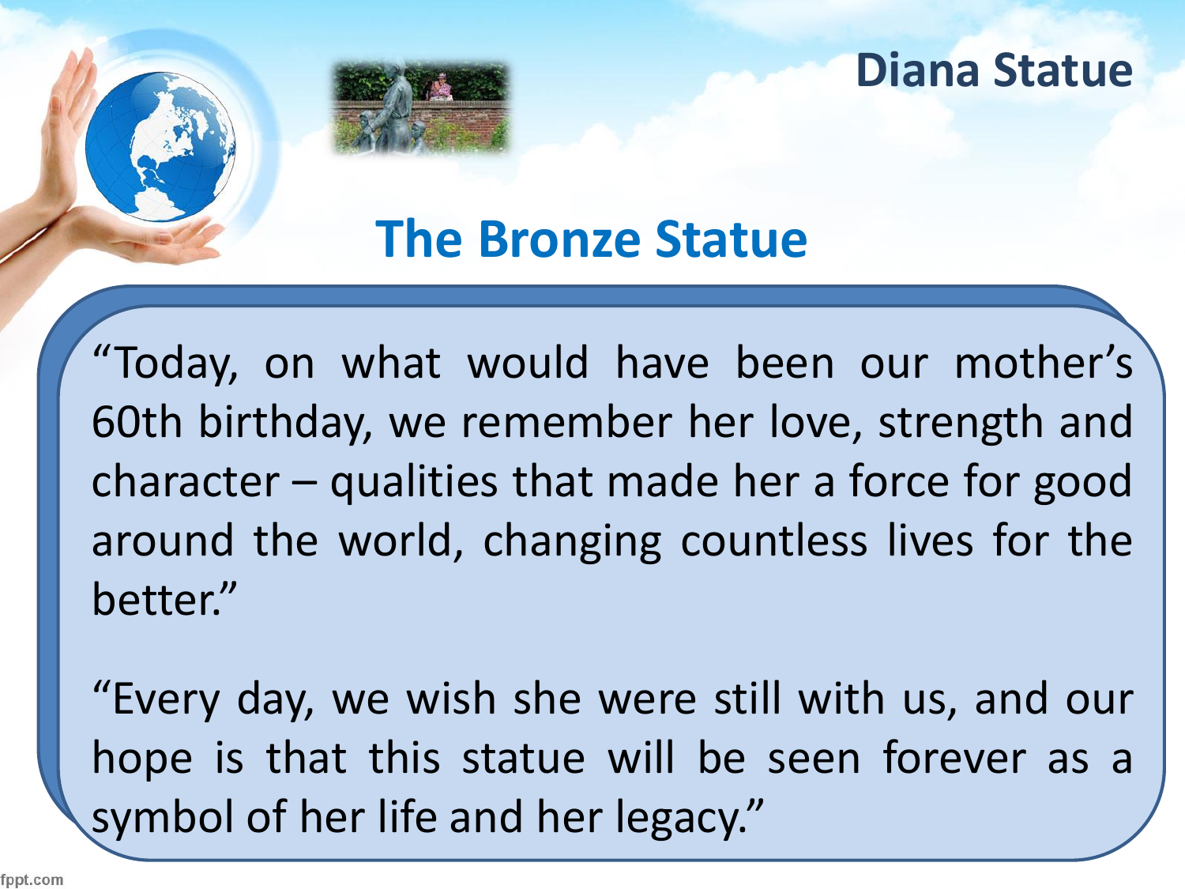# Diana Statue

## The Bronze Statue

"Today, on what would have been our mother's 60th birthday, we remember her love, strength and character – qualities that made her a force for good around the world, changing countless lives for the better."

"Every day, we wish she were still with us, and our hope is that this statue will be seen forever as a symbol of her life and her legacy."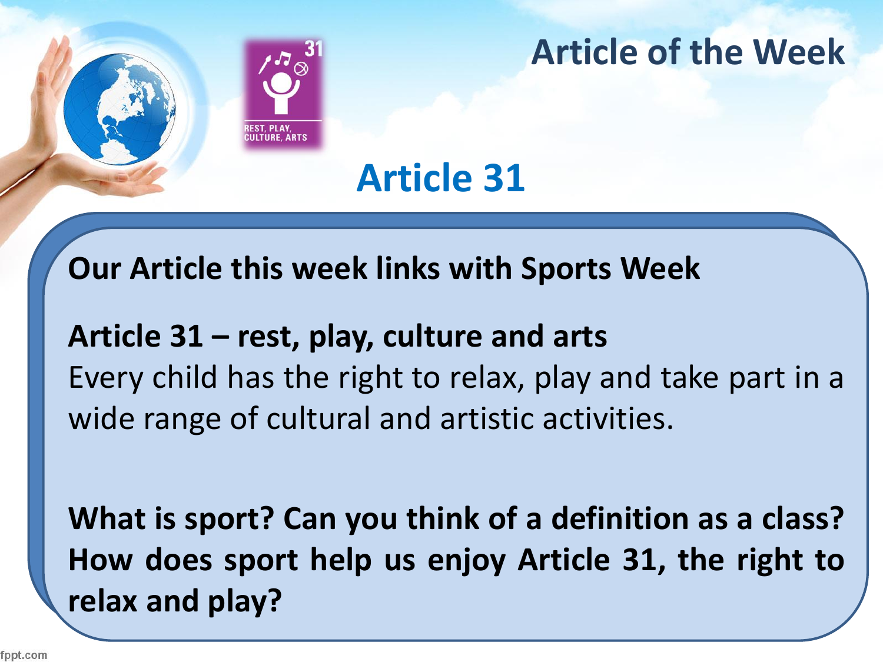# Article of the Week

REST, PLAY, CULTURE, ARTS

## Article 31

**Our Article this week links with Sports Week**

**Article 31 – rest, play, culture and arts**
Every child has the right to relax, play and take part in a wide range of cultural and artistic activities.

**What is sport? Can you think of a definition as a class? How does sport help us enjoy Article 31, the right to relax and play?**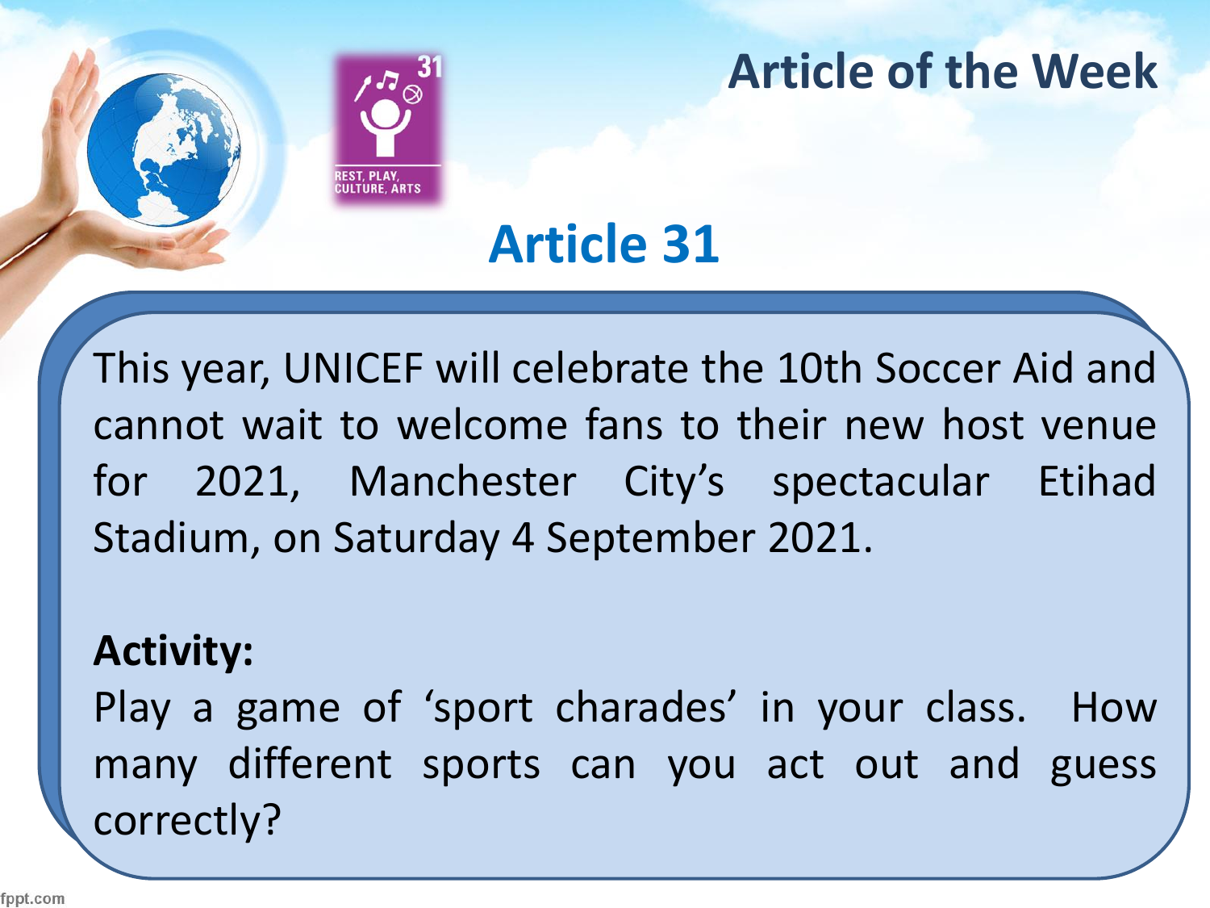# Article of the Week

REST, PLAY, CULTURE, ARTS

## Article 31

This year, UNICEF will celebrate the 10th Soccer Aid and cannot wait to welcome fans to their new host venue for 2021, Manchester City's spectacular Etihad Stadium, on Saturday 4 September 2021.

**Activity:**

Play a game of 'sport charades' in your class. How many different sports can you act out and guess correctly?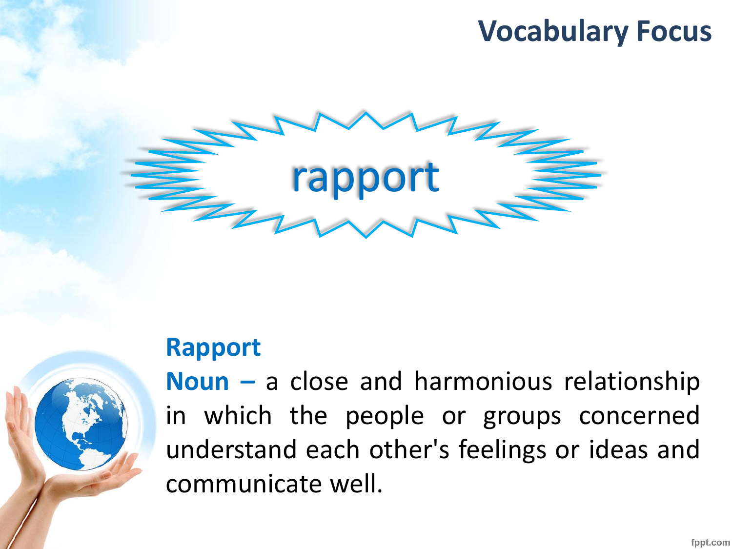# Vocabulary Focus

## rapport

**Rapport**

**Noun –** a close and harmonious relationship in which the people or groups concerned understand each other's feelings or ideas and communicate well.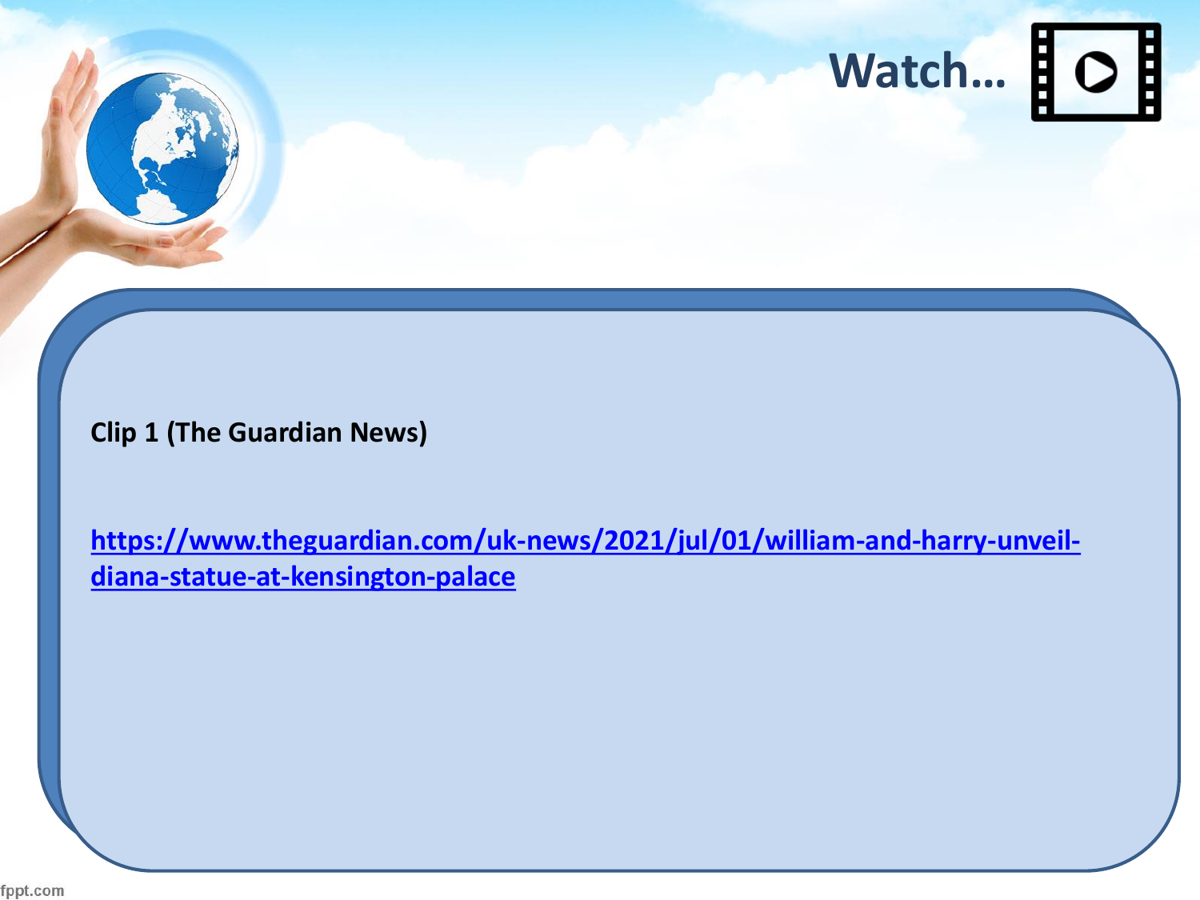# Watch…

**Clip 1 (The Guardian News)**

https://www.theguardian.com/uk-news/2021/jul/01/william-and-harry-unveil-diana-statue-at-kensington-palace